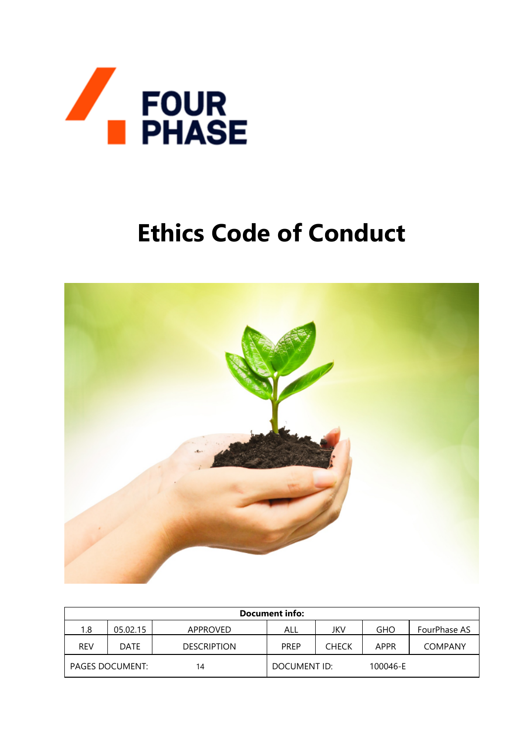FOUR PHASE

# Ethics Code of Conduct

| Document info: | | | | | | |
|---|---|---|---|---|---|---|
| 1.8 | 05.02.15 | APPROVED | ALL | JKV | GHO | FourPhase AS |
| REV | DATE | DESCRIPTION | PREP | CHECK | APPR | COMPANY |
| PAGES DOCUMENT: | | 14 | DOCUMENT ID: | | 100046-E | |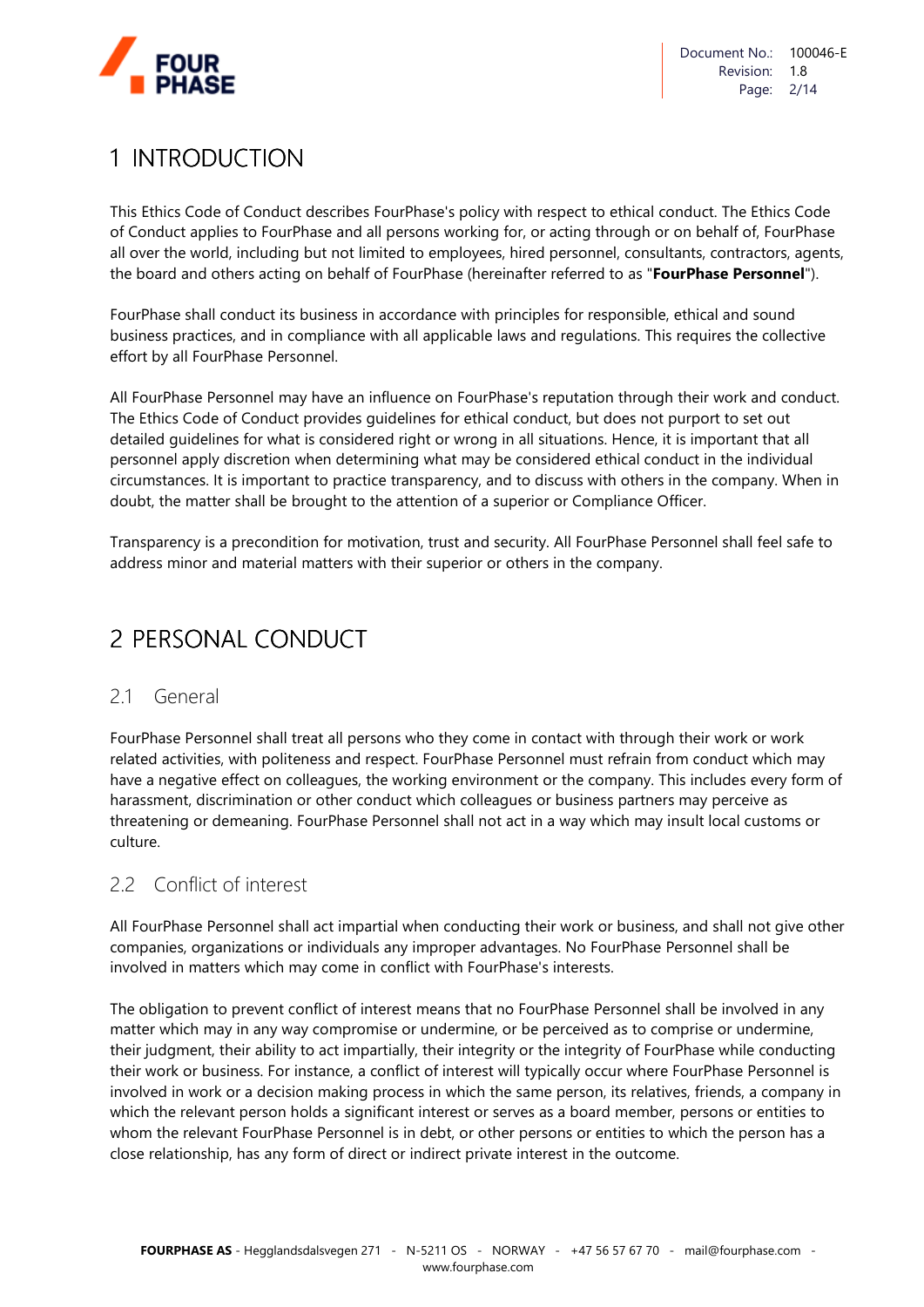# 1 INTRODUCTION

This Ethics Code of Conduct describes FourPhase's policy with respect to ethical conduct. The Ethics Code of Conduct applies to FourPhase and all persons working for, or acting through or on behalf of, FourPhase all over the world, including but not limited to employees, hired personnel, consultants, contractors, agents, the board and others acting on behalf of FourPhase (hereinafter referred to as "**FourPhase Personnel**").

FourPhase shall conduct its business in accordance with principles for responsible, ethical and sound business practices, and in compliance with all applicable laws and regulations. This requires the collective effort by all FourPhase Personnel.

All FourPhase Personnel may have an influence on FourPhase's reputation through their work and conduct. The Ethics Code of Conduct provides guidelines for ethical conduct, but does not purport to set out detailed guidelines for what is considered right or wrong in all situations. Hence, it is important that all personnel apply discretion when determining what may be considered ethical conduct in the individual circumstances. It is important to practice transparency, and to discuss with others in the company. When in doubt, the matter shall be brought to the attention of a superior or Compliance Officer.

Transparency is a precondition for motivation, trust and security. All FourPhase Personnel shall feel safe to address minor and material matters with their superior or others in the company.

# 2 PERSONAL CONDUCT

## 2.1 General

FourPhase Personnel shall treat all persons who they come in contact with through their work or work related activities, with politeness and respect. FourPhase Personnel must refrain from conduct which may have a negative effect on colleagues, the working environment or the company. This includes every form of harassment, discrimination or other conduct which colleagues or business partners may perceive as threatening or demeaning. FourPhase Personnel shall not act in a way which may insult local customs or culture.

## 2.2 Conflict of interest

All FourPhase Personnel shall act impartial when conducting their work or business, and shall not give other companies, organizations or individuals any improper advantages. No FourPhase Personnel shall be involved in matters which may come in conflict with FourPhase's interests.

The obligation to prevent conflict of interest means that no FourPhase Personnel shall be involved in any matter which may in any way compromise or undermine, or be perceived as to comprise or undermine, their judgment, their ability to act impartially, their integrity or the integrity of FourPhase while conducting their work or business. For instance, a conflict of interest will typically occur where FourPhase Personnel is involved in work or a decision making process in which the same person, its relatives, friends, a company in which the relevant person holds a significant interest or serves as a board member, persons or entities to whom the relevant FourPhase Personnel is in debt, or other persons or entities to which the person has a close relationship, has any form of direct or indirect private interest in the outcome.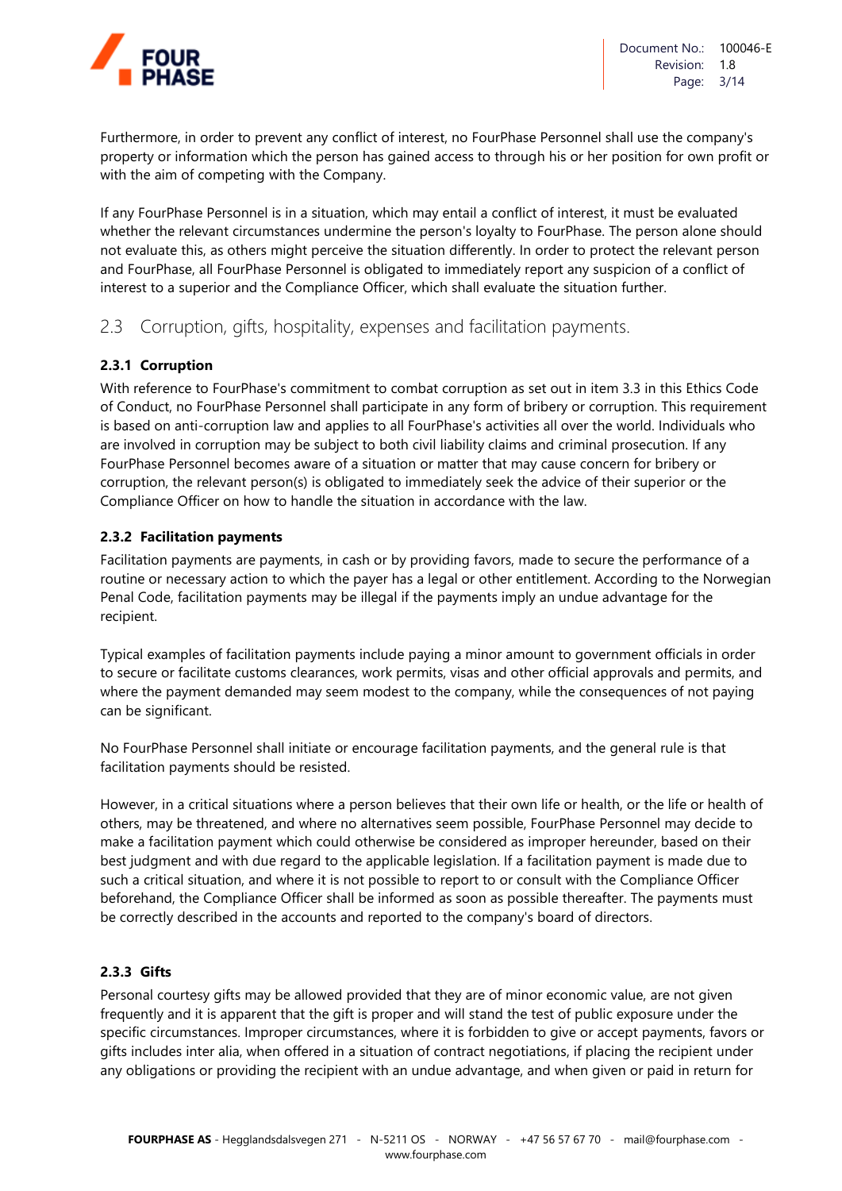Furthermore, in order to prevent any conflict of interest, no FourPhase Personnel shall use the company's property or information which the person has gained access to through his or her position for own profit or with the aim of competing with the Company.

If any FourPhase Personnel is in a situation, which may entail a conflict of interest, it must be evaluated whether the relevant circumstances undermine the person's loyalty to FourPhase. The person alone should not evaluate this, as others might perceive the situation differently. In order to protect the relevant person and FourPhase, all FourPhase Personnel is obligated to immediately report any suspicion of a conflict of interest to a superior and the Compliance Officer, which shall evaluate the situation further.

## 2.3 Corruption, gifts, hospitality, expenses and facilitation payments.

### 2.3.1 Corruption

With reference to FourPhase's commitment to combat corruption as set out in item 3.3 in this Ethics Code of Conduct, no FourPhase Personnel shall participate in any form of bribery or corruption. This requirement is based on anti-corruption law and applies to all FourPhase's activities all over the world. Individuals who are involved in corruption may be subject to both civil liability claims and criminal prosecution. If any FourPhase Personnel becomes aware of a situation or matter that may cause concern for bribery or corruption, the relevant person(s) is obligated to immediately seek the advice of their superior or the Compliance Officer on how to handle the situation in accordance with the law.

### 2.3.2 Facilitation payments

Facilitation payments are payments, in cash or by providing favors, made to secure the performance of a routine or necessary action to which the payer has a legal or other entitlement. According to the Norwegian Penal Code, facilitation payments may be illegal if the payments imply an undue advantage for the recipient.

Typical examples of facilitation payments include paying a minor amount to government officials in order to secure or facilitate customs clearances, work permits, visas and other official approvals and permits, and where the payment demanded may seem modest to the company, while the consequences of not paying can be significant.

No FourPhase Personnel shall initiate or encourage facilitation payments, and the general rule is that facilitation payments should be resisted.

However, in a critical situations where a person believes that their own life or health, or the life or health of others, may be threatened, and where no alternatives seem possible, FourPhase Personnel may decide to make a facilitation payment which could otherwise be considered as improper hereunder, based on their best judgment and with due regard to the applicable legislation. If a facilitation payment is made due to such a critical situation, and where it is not possible to report to or consult with the Compliance Officer beforehand, the Compliance Officer shall be informed as soon as possible thereafter. The payments must be correctly described in the accounts and reported to the company's board of directors.

### 2.3.3 Gifts

Personal courtesy gifts may be allowed provided that they are of minor economic value, are not given frequently and it is apparent that the gift is proper and will stand the test of public exposure under the specific circumstances. Improper circumstances, where it is forbidden to give or accept payments, favors or gifts includes inter alia, when offered in a situation of contract negotiations, if placing the recipient under any obligations or providing the recipient with an undue advantage, and when given or paid in return for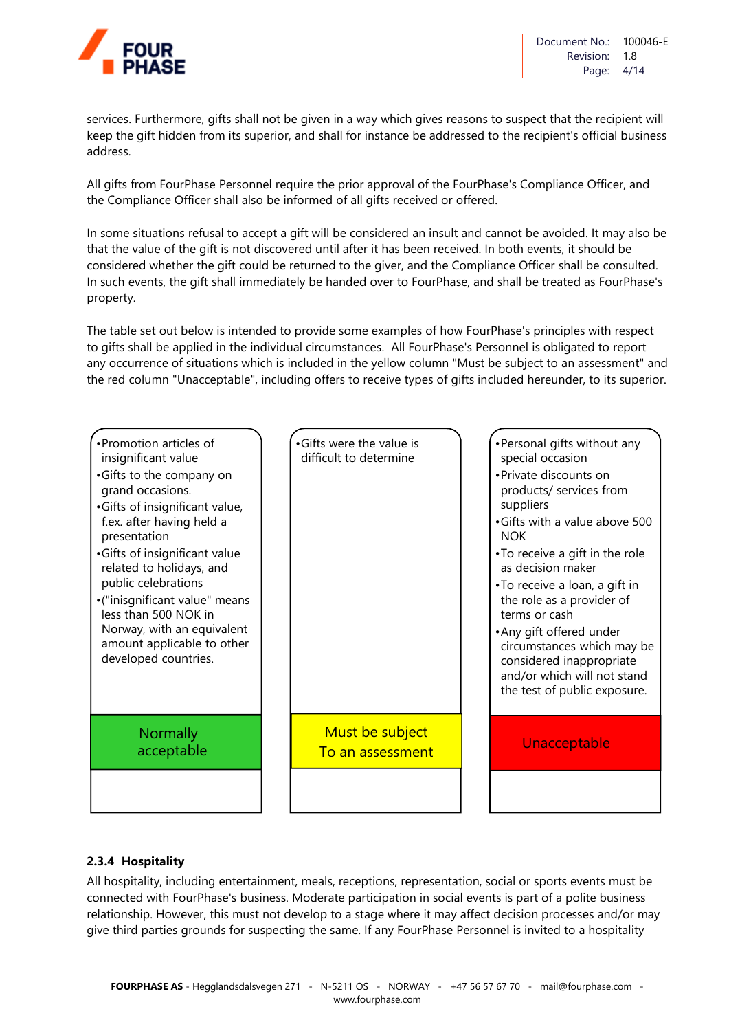services. Furthermore, gifts shall not be given in a way which gives reasons to suspect that the recipient will keep the gift hidden from its superior, and shall for instance be addressed to the recipient's official business address.

All gifts from FourPhase Personnel require the prior approval of the FourPhase's Compliance Officer, and the Compliance Officer shall also be informed of all gifts received or offered.

In some situations refusal to accept a gift will be considered an insult and cannot be avoided. It may also be that the value of the gift is not discovered until after it has been received. In both events, it should be considered whether the gift could be returned to the giver, and the Compliance Officer shall be consulted. In such events, the gift shall immediately be handed over to FourPhase, and shall be treated as FourPhase's property.

The table set out below is intended to provide some examples of how FourPhase's principles with respect to gifts shall be applied in the individual circumstances. All FourPhase's Personnel is obligated to report any occurrence of situations which is included in the yellow column "Must be subject to an assessment" and the red column "Unacceptable", including offers to receive types of gifts included hereunder, to its superior.

| Normally acceptable | Must be subject To an assessment | Unacceptable |
|---|---|---|
| • Promotion articles of insignificant value<br>• Gifts to the company on grand occasions.<br>• Gifts of insignificant value, f.ex. after having held a presentation<br>• Gifts of insignificant value related to holidays, and public celebrations<br>• ("inisgnificant value" means less than 500 NOK in Norway, with an equivalent amount applicable to other developed countries. | • Gifts were the value is difficult to determine | • Personal gifts without any special occasion<br>• Private discounts on products/ services from suppliers<br>• Gifts with a value above 500 NOK<br>• To receive a gift in the role as decision maker<br>• To receive a loan, a gift in the role as a provider of terms or cash<br>• Any gift offered under circumstances which may be considered inappropriate and/or which will not stand the test of public exposure. |

### 2.3.4 Hospitality

All hospitality, including entertainment, meals, receptions, representation, social or sports events must be connected with FourPhase's business. Moderate participation in social events is part of a polite business relationship. However, this must not develop to a stage where it may affect decision processes and/or may give third parties grounds for suspecting the same. If any FourPhase Personnel is invited to a hospitality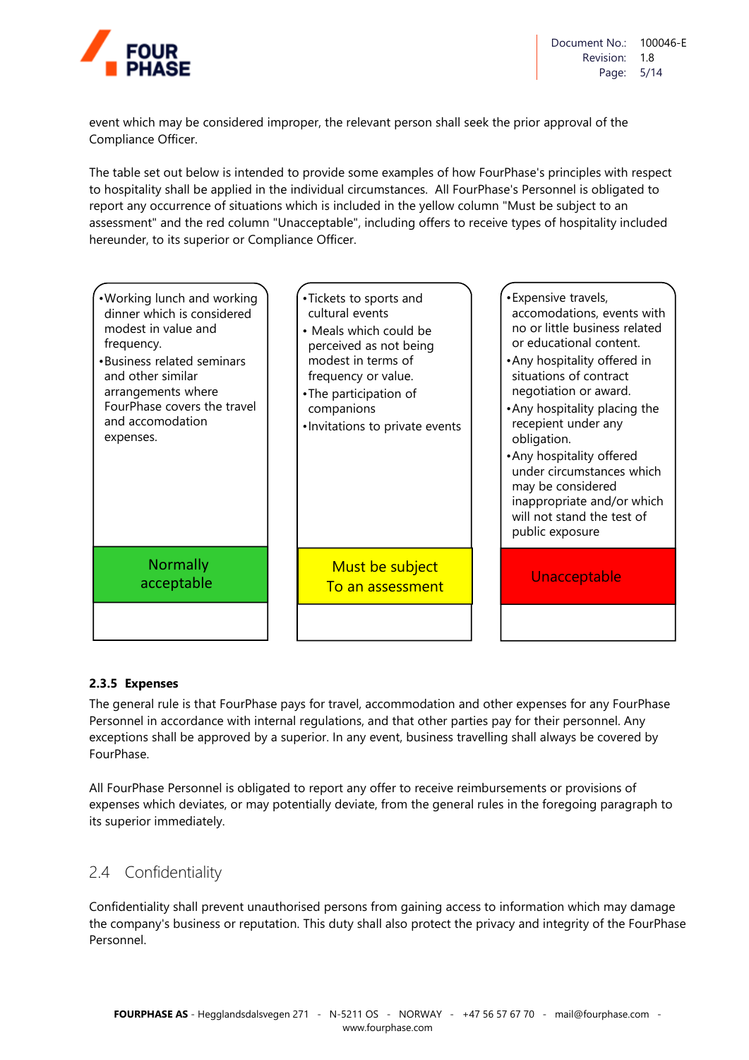event which may be considered improper, the relevant person shall seek the prior approval of the Compliance Officer.

The table set out below is intended to provide some examples of how FourPhase's principles with respect to hospitality shall be applied in the individual circumstances. All FourPhase's Personnel is obligated to report any occurrence of situations which is included in the yellow column "Must be subject to an assessment" and the red column "Unacceptable", including offers to receive types of hospitality included hereunder, to its superior or Compliance Officer.

| Normally acceptable | Must be subject To an assessment | Unacceptable |
|---|---|---|
| • Working lunch and working dinner which is considered modest in value and frequency.<br>• Business related seminars and other similar arrangements where FourPhase covers the travel and accomodation expenses. | • Tickets to sports and cultural events<br>• Meals which could be perceived as not being modest in terms of frequency or value.<br>• The participation of companions<br>• Invitations to private events | • Expensive travels, accomodations, events with no or little business related or educational content.<br>• Any hospitality offered in situations of contract negotiation or award.<br>• Any hospitality placing the recepient under any obligation.<br>• Any hospitality offered under circumstances which may be considered inappropriate and/or which will not stand the test of public exposure |

#### 2.3.5 Expenses

The general rule is that FourPhase pays for travel, accommodation and other expenses for any FourPhase Personnel in accordance with internal regulations, and that other parties pay for their personnel. Any exceptions shall be approved by a superior. In any event, business travelling shall always be covered by FourPhase.

All FourPhase Personnel is obligated to report any offer to receive reimbursements or provisions of expenses which deviates, or may potentially deviate, from the general rules in the foregoing paragraph to its superior immediately.

## 2.4 Confidentiality

Confidentiality shall prevent unauthorised persons from gaining access to information which may damage the company's business or reputation. This duty shall also protect the privacy and integrity of the FourPhase Personnel.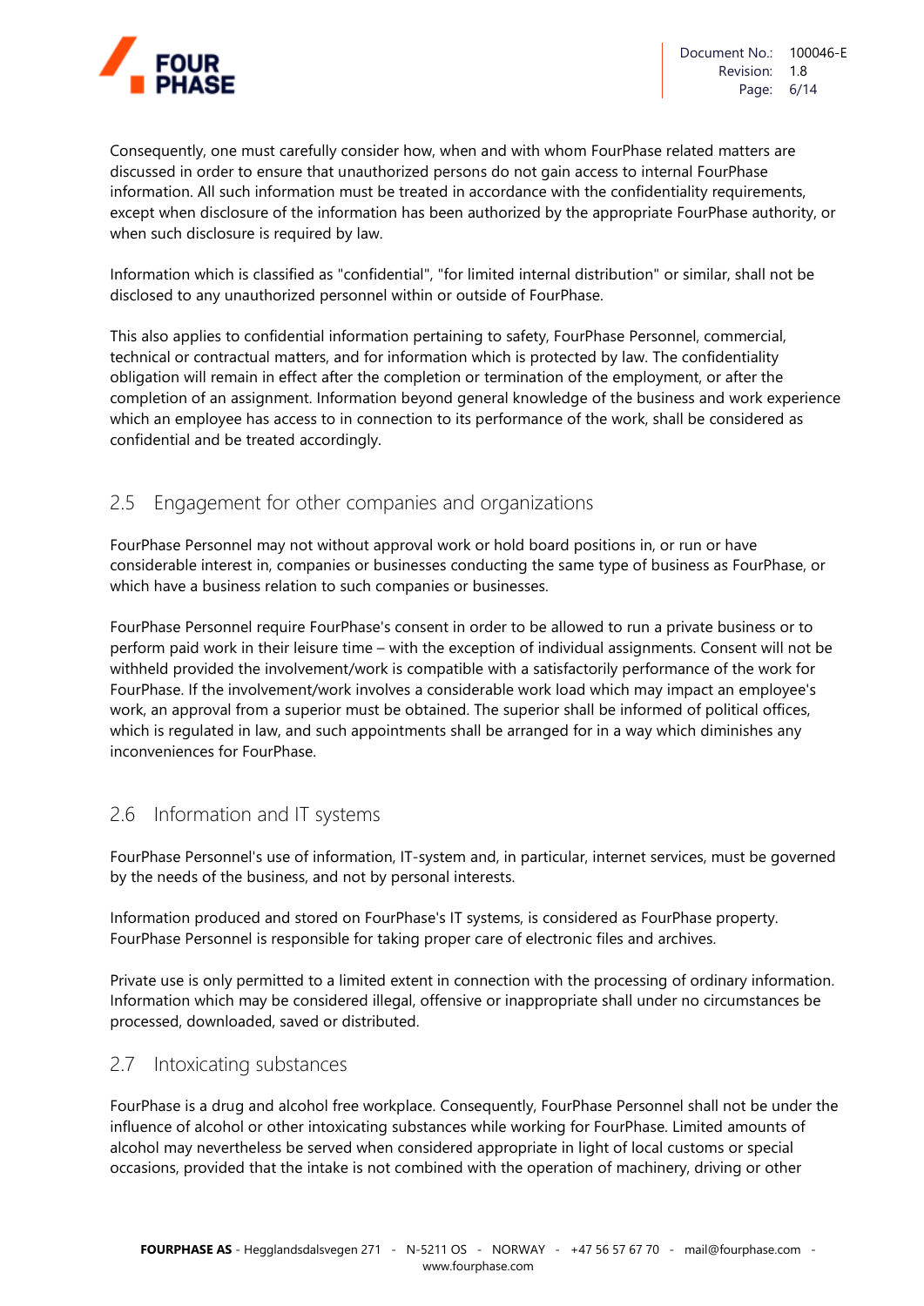Consequently, one must carefully consider how, when and with whom FourPhase related matters are discussed in order to ensure that unauthorized persons do not gain access to internal FourPhase information. All such information must be treated in accordance with the confidentiality requirements, except when disclosure of the information has been authorized by the appropriate FourPhase authority, or when such disclosure is required by law.

Information which is classified as "confidential", "for limited internal distribution" or similar, shall not be disclosed to any unauthorized personnel within or outside of FourPhase.

This also applies to confidential information pertaining to safety, FourPhase Personnel, commercial, technical or contractual matters, and for information which is protected by law. The confidentiality obligation will remain in effect after the completion or termination of the employment, or after the completion of an assignment. Information beyond general knowledge of the business and work experience which an employee has access to in connection to its performance of the work, shall be considered as confidential and be treated accordingly.

## 2.5 Engagement for other companies and organizations

FourPhase Personnel may not without approval work or hold board positions in, or run or have considerable interest in, companies or businesses conducting the same type of business as FourPhase, or which have a business relation to such companies or businesses.

FourPhase Personnel require FourPhase's consent in order to be allowed to run a private business or to perform paid work in their leisure time – with the exception of individual assignments. Consent will not be withheld provided the involvement/work is compatible with a satisfactorily performance of the work for FourPhase. If the involvement/work involves a considerable work load which may impact an employee's work, an approval from a superior must be obtained. The superior shall be informed of political offices, which is regulated in law, and such appointments shall be arranged for in a way which diminishes any inconveniences for FourPhase.

## 2.6 Information and IT systems

FourPhase Personnel's use of information, IT-system and, in particular, internet services, must be governed by the needs of the business, and not by personal interests.

Information produced and stored on FourPhase's IT systems, is considered as FourPhase property. FourPhase Personnel is responsible for taking proper care of electronic files and archives.

Private use is only permitted to a limited extent in connection with the processing of ordinary information. Information which may be considered illegal, offensive or inappropriate shall under no circumstances be processed, downloaded, saved or distributed.

## 2.7 Intoxicating substances

FourPhase is a drug and alcohol free workplace. Consequently, FourPhase Personnel shall not be under the influence of alcohol or other intoxicating substances while working for FourPhase. Limited amounts of alcohol may nevertheless be served when considered appropriate in light of local customs or special occasions, provided that the intake is not combined with the operation of machinery, driving or other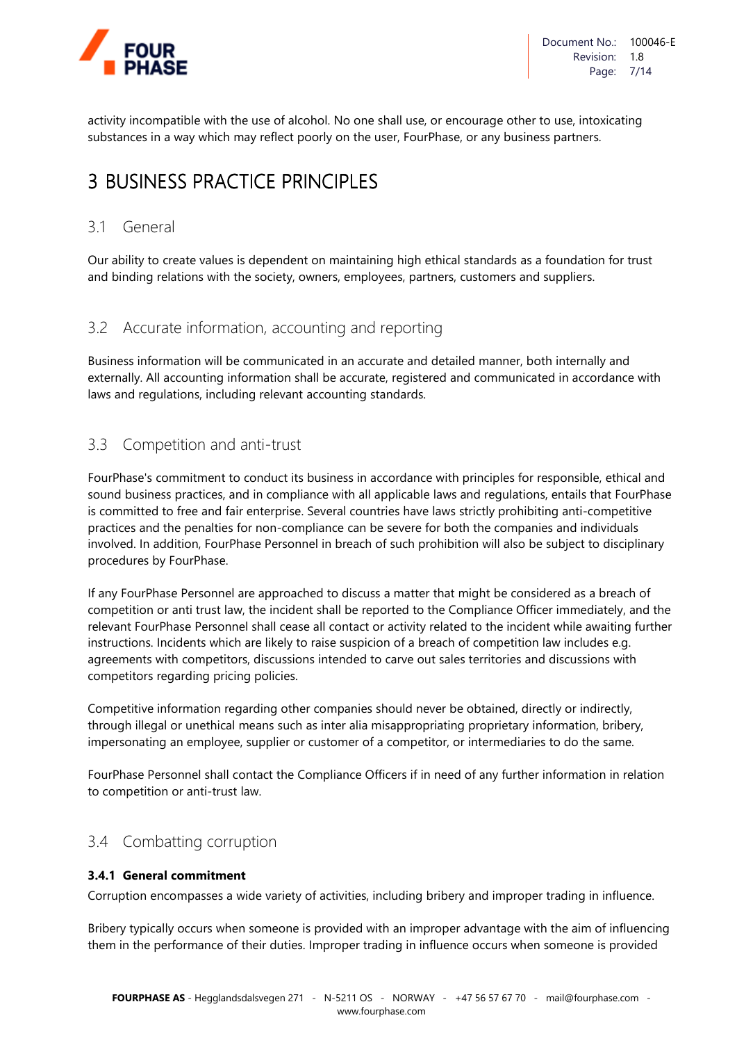activity incompatible with the use of alcohol. No one shall use, or encourage other to use, intoxicating substances in a way which may reflect poorly on the user, FourPhase, or any business partners.

# 3 BUSINESS PRACTICE PRINCIPLES

## 3.1 General

Our ability to create values is dependent on maintaining high ethical standards as a foundation for trust and binding relations with the society, owners, employees, partners, customers and suppliers.

## 3.2 Accurate information, accounting and reporting

Business information will be communicated in an accurate and detailed manner, both internally and externally. All accounting information shall be accurate, registered and communicated in accordance with laws and regulations, including relevant accounting standards.

## 3.3 Competition and anti-trust

FourPhase's commitment to conduct its business in accordance with principles for responsible, ethical and sound business practices, and in compliance with all applicable laws and regulations, entails that FourPhase is committed to free and fair enterprise. Several countries have laws strictly prohibiting anti-competitive practices and the penalties for non-compliance can be severe for both the companies and individuals involved. In addition, FourPhase Personnel in breach of such prohibition will also be subject to disciplinary procedures by FourPhase.

If any FourPhase Personnel are approached to discuss a matter that might be considered as a breach of competition or anti trust law, the incident shall be reported to the Compliance Officer immediately, and the relevant FourPhase Personnel shall cease all contact or activity related to the incident while awaiting further instructions. Incidents which are likely to raise suspicion of a breach of competition law includes e.g. agreements with competitors, discussions intended to carve out sales territories and discussions with competitors regarding pricing policies.

Competitive information regarding other companies should never be obtained, directly or indirectly, through illegal or unethical means such as inter alia misappropriating proprietary information, bribery, impersonating an employee, supplier or customer of a competitor, or intermediaries to do the same.

FourPhase Personnel shall contact the Compliance Officers if in need of any further information in relation to competition or anti-trust law.

## 3.4 Combatting corruption

### 3.4.1 General commitment

Corruption encompasses a wide variety of activities, including bribery and improper trading in influence.

Bribery typically occurs when someone is provided with an improper advantage with the aim of influencing them in the performance of their duties. Improper trading in influence occurs when someone is provided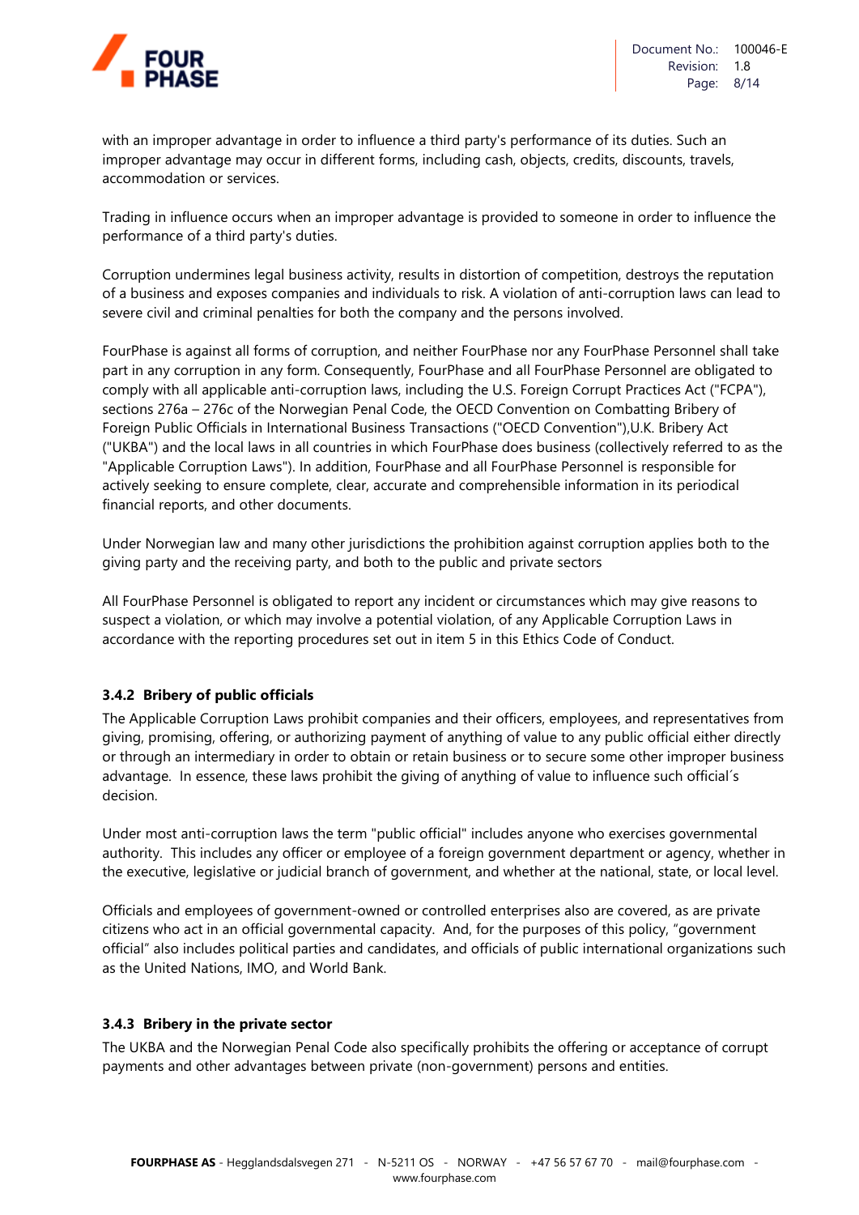with an improper advantage in order to influence a third party's performance of its duties. Such an improper advantage may occur in different forms, including cash, objects, credits, discounts, travels, accommodation or services.

Trading in influence occurs when an improper advantage is provided to someone in order to influence the performance of a third party's duties.

Corruption undermines legal business activity, results in distortion of competition, destroys the reputation of a business and exposes companies and individuals to risk. A violation of anti-corruption laws can lead to severe civil and criminal penalties for both the company and the persons involved.

FourPhase is against all forms of corruption, and neither FourPhase nor any FourPhase Personnel shall take part in any corruption in any form. Consequently, FourPhase and all FourPhase Personnel are obligated to comply with all applicable anti-corruption laws, including the U.S. Foreign Corrupt Practices Act ("FCPA"), sections 276a – 276c of the Norwegian Penal Code, the OECD Convention on Combatting Bribery of Foreign Public Officials in International Business Transactions ("OECD Convention"),U.K. Bribery Act ("UKBA") and the local laws in all countries in which FourPhase does business (collectively referred to as the "Applicable Corruption Laws"). In addition, FourPhase and all FourPhase Personnel is responsible for actively seeking to ensure complete, clear, accurate and comprehensible information in its periodical financial reports, and other documents.

Under Norwegian law and many other jurisdictions the prohibition against corruption applies both to the giving party and the receiving party, and both to the public and private sectors

All FourPhase Personnel is obligated to report any incident or circumstances which may give reasons to suspect a violation, or which may involve a potential violation, of any Applicable Corruption Laws in accordance with the reporting procedures set out in item 5 in this Ethics Code of Conduct.

### 3.4.2 Bribery of public officials

The Applicable Corruption Laws prohibit companies and their officers, employees, and representatives from giving, promising, offering, or authorizing payment of anything of value to any public official either directly or through an intermediary in order to obtain or retain business or to secure some other improper business advantage. In essence, these laws prohibit the giving of anything of value to influence such official´s decision.

Under most anti-corruption laws the term "public official" includes anyone who exercises governmental authority. This includes any officer or employee of a foreign government department or agency, whether in the executive, legislative or judicial branch of government, and whether at the national, state, or local level.

Officials and employees of government-owned or controlled enterprises also are covered, as are private citizens who act in an official governmental capacity. And, for the purposes of this policy, "government official" also includes political parties and candidates, and officials of public international organizations such as the United Nations, IMO, and World Bank.

### 3.4.3 Bribery in the private sector

The UKBA and the Norwegian Penal Code also specifically prohibits the offering or acceptance of corrupt payments and other advantages between private (non-government) persons and entities.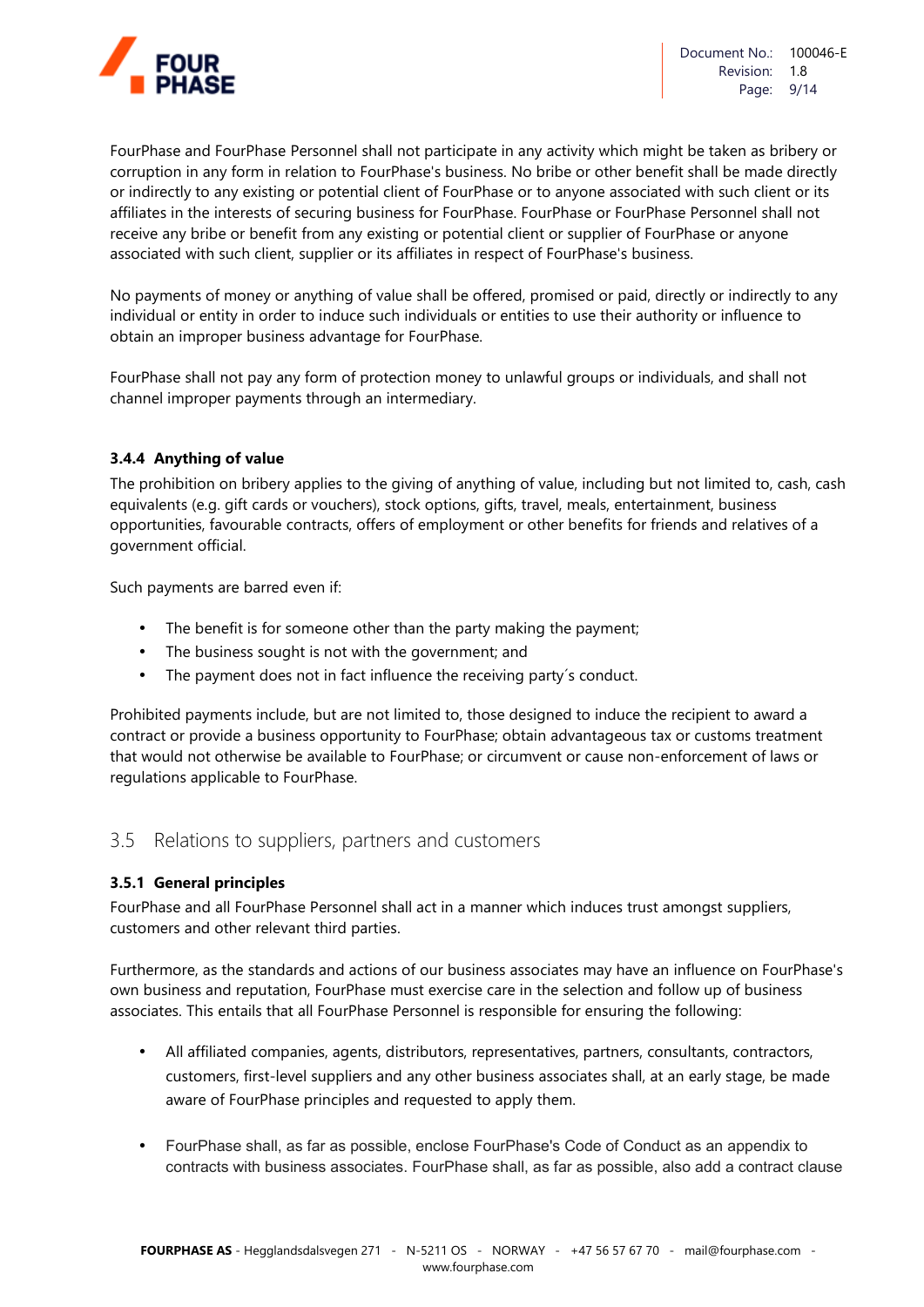FourPhase and FourPhase Personnel shall not participate in any activity which might be taken as bribery or corruption in any form in relation to FourPhase's business. No bribe or other benefit shall be made directly or indirectly to any existing or potential client of FourPhase or to anyone associated with such client or its affiliates in the interests of securing business for FourPhase. FourPhase or FourPhase Personnel shall not receive any bribe or benefit from any existing or potential client or supplier of FourPhase or anyone associated with such client, supplier or its affiliates in respect of FourPhase's business.

No payments of money or anything of value shall be offered, promised or paid, directly or indirectly to any individual or entity in order to induce such individuals or entities to use their authority or influence to obtain an improper business advantage for FourPhase.

FourPhase shall not pay any form of protection money to unlawful groups or individuals, and shall not channel improper payments through an intermediary.

#### 3.4.4 Anything of value

The prohibition on bribery applies to the giving of anything of value, including but not limited to, cash, cash equivalents (e.g. gift cards or vouchers), stock options, gifts, travel, meals, entertainment, business opportunities, favourable contracts, offers of employment or other benefits for friends and relatives of a government official.

Such payments are barred even if:

- The benefit is for someone other than the party making the payment;
- The business sought is not with the government; and
- The payment does not in fact influence the receiving party´s conduct.

Prohibited payments include, but are not limited to, those designed to induce the recipient to award a contract or provide a business opportunity to FourPhase; obtain advantageous tax or customs treatment that would not otherwise be available to FourPhase; or circumvent or cause non-enforcement of laws or regulations applicable to FourPhase.

### 3.5 Relations to suppliers, partners and customers

#### 3.5.1 General principles

FourPhase and all FourPhase Personnel shall act in a manner which induces trust amongst suppliers, customers and other relevant third parties.

Furthermore, as the standards and actions of our business associates may have an influence on FourPhase's own business and reputation, FourPhase must exercise care in the selection and follow up of business associates. This entails that all FourPhase Personnel is responsible for ensuring the following:

- All affiliated companies, agents, distributors, representatives, partners, consultants, contractors, customers, first-level suppliers and any other business associates shall, at an early stage, be made aware of FourPhase principles and requested to apply them.

- FourPhase shall, as far as possible, enclose FourPhase's Code of Conduct as an appendix to contracts with business associates. FourPhase shall, as far as possible, also add a contract clause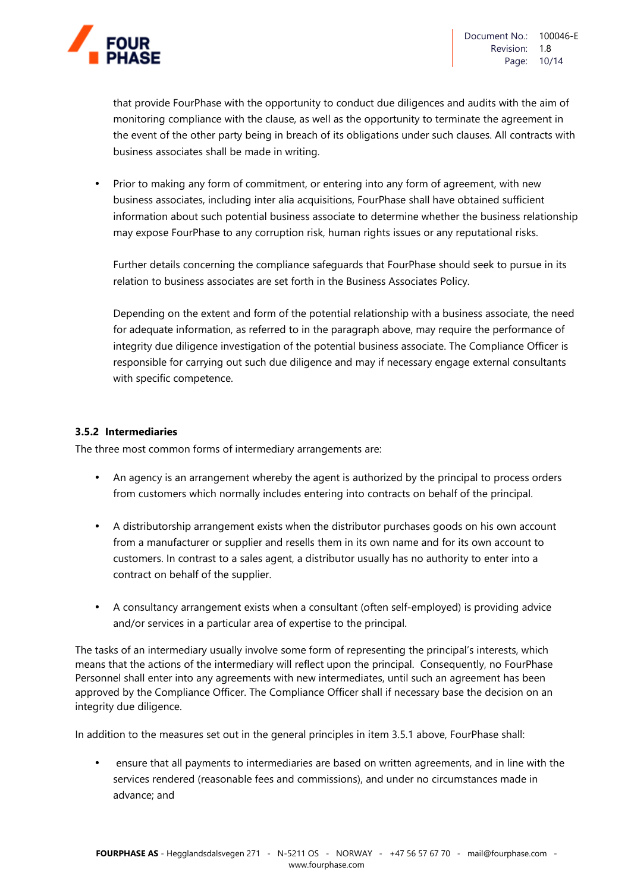that provide FourPhase with the opportunity to conduct due diligences and audits with the aim of monitoring compliance with the clause, as well as the opportunity to terminate the agreement in the event of the other party being in breach of its obligations under such clauses. All contracts with business associates shall be made in writing.

- Prior to making any form of commitment, or entering into any form of agreement, with new business associates, including inter alia acquisitions, FourPhase shall have obtained sufficient information about such potential business associate to determine whether the business relationship may expose FourPhase to any corruption risk, human rights issues or any reputational risks.

  Further details concerning the compliance safeguards that FourPhase should seek to pursue in its relation to business associates are set forth in the Business Associates Policy.

  Depending on the extent and form of the potential relationship with a business associate, the need for adequate information, as referred to in the paragraph above, may require the performance of integrity due diligence investigation of the potential business associate. The Compliance Officer is responsible for carrying out such due diligence and may if necessary engage external consultants with specific competence.

### 3.5.2 Intermediaries

The three most common forms of intermediary arrangements are:

- An agency is an arrangement whereby the agent is authorized by the principal to process orders from customers which normally includes entering into contracts on behalf of the principal.

- A distributorship arrangement exists when the distributor purchases goods on his own account from a manufacturer or supplier and resells them in its own name and for its own account to customers. In contrast to a sales agent, a distributor usually has no authority to enter into a contract on behalf of the supplier.

- A consultancy arrangement exists when a consultant (often self-employed) is providing advice and/or services in a particular area of expertise to the principal.

The tasks of an intermediary usually involve some form of representing the principal's interests, which means that the actions of the intermediary will reflect upon the principal. Consequently, no FourPhase Personnel shall enter into any agreements with new intermediates, until such an agreement has been approved by the Compliance Officer. The Compliance Officer shall if necessary base the decision on an integrity due diligence.

In addition to the measures set out in the general principles in item 3.5.1 above, FourPhase shall:

- ensure that all payments to intermediaries are based on written agreements, and in line with the services rendered (reasonable fees and commissions), and under no circumstances made in advance; and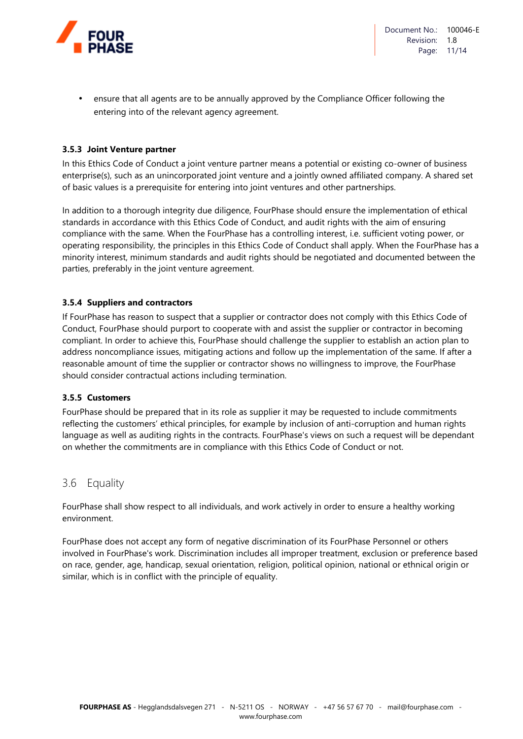- ensure that all agents are to be annually approved by the Compliance Officer following the entering into of the relevant agency agreement.

#### 3.5.3 Joint Venture partner

In this Ethics Code of Conduct a joint venture partner means a potential or existing co-owner of business enterprise(s), such as an unincorporated joint venture and a jointly owned affiliated company. A shared set of basic values is a prerequisite for entering into joint ventures and other partnerships.

In addition to a thorough integrity due diligence, FourPhase should ensure the implementation of ethical standards in accordance with this Ethics Code of Conduct, and audit rights with the aim of ensuring compliance with the same. When the FourPhase has a controlling interest, i.e. sufficient voting power, or operating responsibility, the principles in this Ethics Code of Conduct shall apply. When the FourPhase has a minority interest, minimum standards and audit rights should be negotiated and documented between the parties, preferably in the joint venture agreement.

#### 3.5.4 Suppliers and contractors

If FourPhase has reason to suspect that a supplier or contractor does not comply with this Ethics Code of Conduct, FourPhase should purport to cooperate with and assist the supplier or contractor in becoming compliant. In order to achieve this, FourPhase should challenge the supplier to establish an action plan to address noncompliance issues, mitigating actions and follow up the implementation of the same. If after a reasonable amount of time the supplier or contractor shows no willingness to improve, the FourPhase should consider contractual actions including termination.

#### 3.5.5 Customers

FourPhase should be prepared that in its role as supplier it may be requested to include commitments reflecting the customers' ethical principles, for example by inclusion of anti-corruption and human rights language as well as auditing rights in the contracts. FourPhase's views on such a request will be dependant on whether the commitments are in compliance with this Ethics Code of Conduct or not.

## 3.6 Equality

FourPhase shall show respect to all individuals, and work actively in order to ensure a healthy working environment.

FourPhase does not accept any form of negative discrimination of its FourPhase Personnel or others involved in FourPhase's work. Discrimination includes all improper treatment, exclusion or preference based on race, gender, age, handicap, sexual orientation, religion, political opinion, national or ethnical origin or similar, which is in conflict with the principle of equality.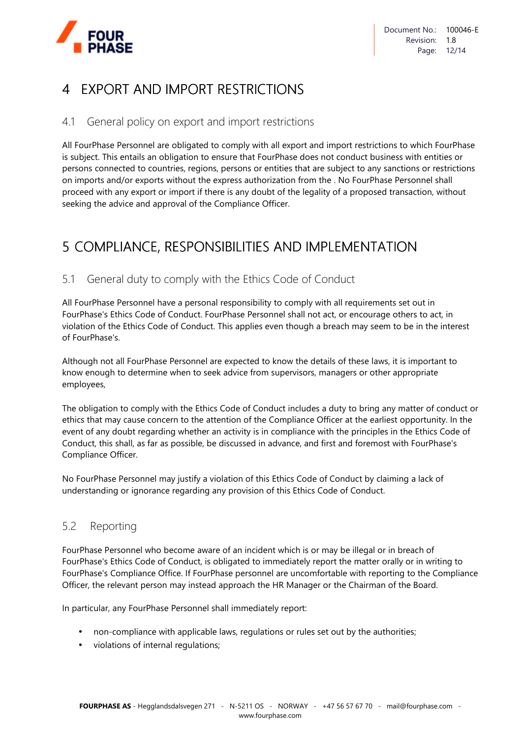# 4 EXPORT AND IMPORT RESTRICTIONS

## 4.1 General policy on export and import restrictions

All FourPhase Personnel are obligated to comply with all export and import restrictions to which FourPhase is subject. This entails an obligation to ensure that FourPhase does not conduct business with entities or persons connected to countries, regions, persons or entities that are subject to any sanctions or restrictions on imports and/or exports without the express authorization from the . No FourPhase Personnel shall proceed with any export or import if there is any doubt of the legality of a proposed transaction, without seeking the advice and approval of the Compliance Officer.

# 5 COMPLIANCE, RESPONSIBILITIES AND IMPLEMENTATION

## 5.1 General duty to comply with the Ethics Code of Conduct

All FourPhase Personnel have a personal responsibility to comply with all requirements set out in FourPhase's Ethics Code of Conduct. FourPhase Personnel shall not act, or encourage others to act, in violation of the Ethics Code of Conduct. This applies even though a breach may seem to be in the interest of FourPhase's.

Although not all FourPhase Personnel are expected to know the details of these laws, it is important to know enough to determine when to seek advice from supervisors, managers or other appropriate employees,

The obligation to comply with the Ethics Code of Conduct includes a duty to bring any matter of conduct or ethics that may cause concern to the attention of the Compliance Officer at the earliest opportunity. In the event of any doubt regarding whether an activity is in compliance with the principles in the Ethics Code of Conduct, this shall, as far as possible, be discussed in advance, and first and foremost with FourPhase's Compliance Officer.

No FourPhase Personnel may justify a violation of this Ethics Code of Conduct by claiming a lack of understanding or ignorance regarding any provision of this Ethics Code of Conduct.

## 5.2 Reporting

FourPhase Personnel who become aware of an incident which is or may be illegal or in breach of FourPhase's Ethics Code of Conduct, is obligated to immediately report the matter orally or in writing to FourPhase's Compliance Office. If FourPhase personnel are uncomfortable with reporting to the Compliance Officer, the relevant person may instead approach the HR Manager or the Chairman of the Board.

In particular, any FourPhase Personnel shall immediately report:

- non-compliance with applicable laws, regulations or rules set out by the authorities;
- violations of internal regulations;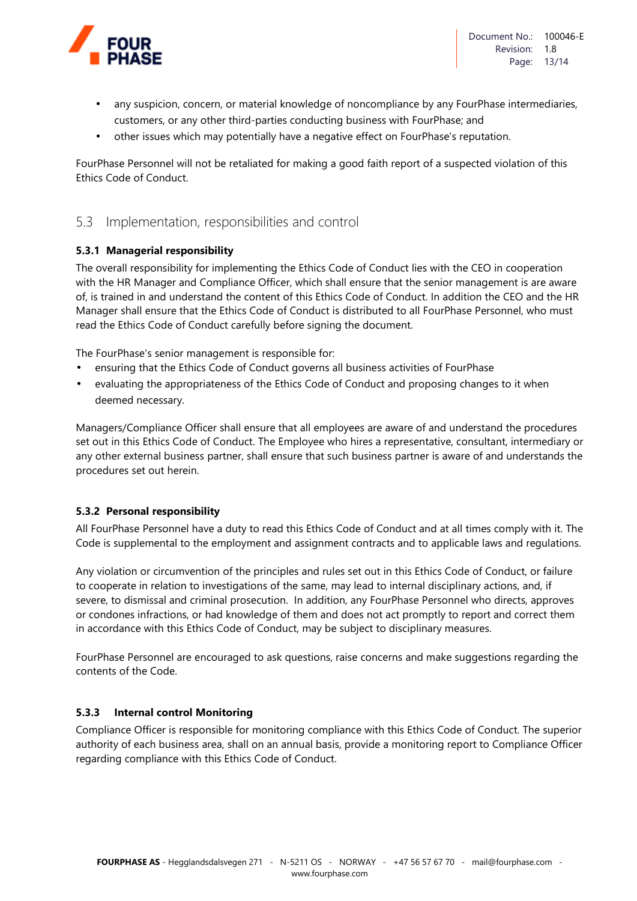- any suspicion, concern, or material knowledge of noncompliance by any FourPhase intermediaries, customers, or any other third-parties conducting business with FourPhase; and
- other issues which may potentially have a negative effect on FourPhase's reputation.

FourPhase Personnel will not be retaliated for making a good faith report of a suspected violation of this Ethics Code of Conduct.

## 5.3 Implementation, responsibilities and control

### 5.3.1 Managerial responsibility

The overall responsibility for implementing the Ethics Code of Conduct lies with the CEO in cooperation with the HR Manager and Compliance Officer, which shall ensure that the senior management is are aware of, is trained in and understand the content of this Ethics Code of Conduct. In addition the CEO and the HR Manager shall ensure that the Ethics Code of Conduct is distributed to all FourPhase Personnel, who must read the Ethics Code of Conduct carefully before signing the document.

The FourPhase's senior management is responsible for:

- ensuring that the Ethics Code of Conduct governs all business activities of FourPhase
- evaluating the appropriateness of the Ethics Code of Conduct and proposing changes to it when deemed necessary.

Managers/Compliance Officer shall ensure that all employees are aware of and understand the procedures set out in this Ethics Code of Conduct. The Employee who hires a representative, consultant, intermediary or any other external business partner, shall ensure that such business partner is aware of and understands the procedures set out herein.

### 5.3.2 Personal responsibility

All FourPhase Personnel have a duty to read this Ethics Code of Conduct and at all times comply with it. The Code is supplemental to the employment and assignment contracts and to applicable laws and regulations.

Any violation or circumvention of the principles and rules set out in this Ethics Code of Conduct, or failure to cooperate in relation to investigations of the same, may lead to internal disciplinary actions, and, if severe, to dismissal and criminal prosecution. In addition, any FourPhase Personnel who directs, approves or condones infractions, or had knowledge of them and does not act promptly to report and correct them in accordance with this Ethics Code of Conduct, may be subject to disciplinary measures.

FourPhase Personnel are encouraged to ask questions, raise concerns and make suggestions regarding the contents of the Code.

### 5.3.3 Internal control Monitoring

Compliance Officer is responsible for monitoring compliance with this Ethics Code of Conduct. The superior authority of each business area, shall on an annual basis, provide a monitoring report to Compliance Officer regarding compliance with this Ethics Code of Conduct.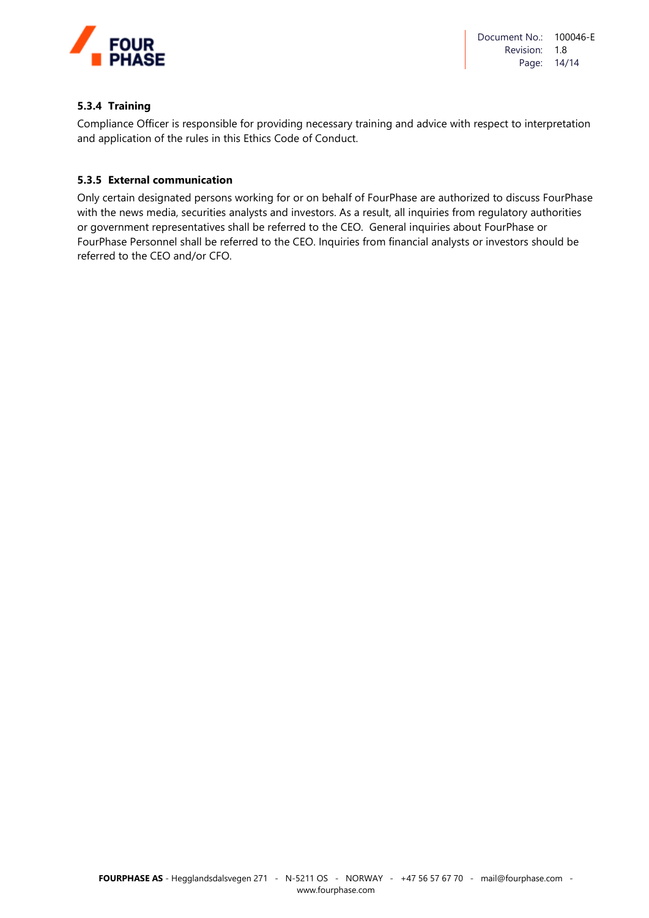#### 5.3.4 Training

Compliance Officer is responsible for providing necessary training and advice with respect to interpretation and application of the rules in this Ethics Code of Conduct.

#### 5.3.5 External communication

Only certain designated persons working for or on behalf of FourPhase are authorized to discuss FourPhase with the news media, securities analysts and investors. As a result, all inquiries from regulatory authorities or government representatives shall be referred to the CEO. General inquiries about FourPhase or FourPhase Personnel shall be referred to the CEO. Inquiries from financial analysts or investors should be referred to the CEO and/or CFO.